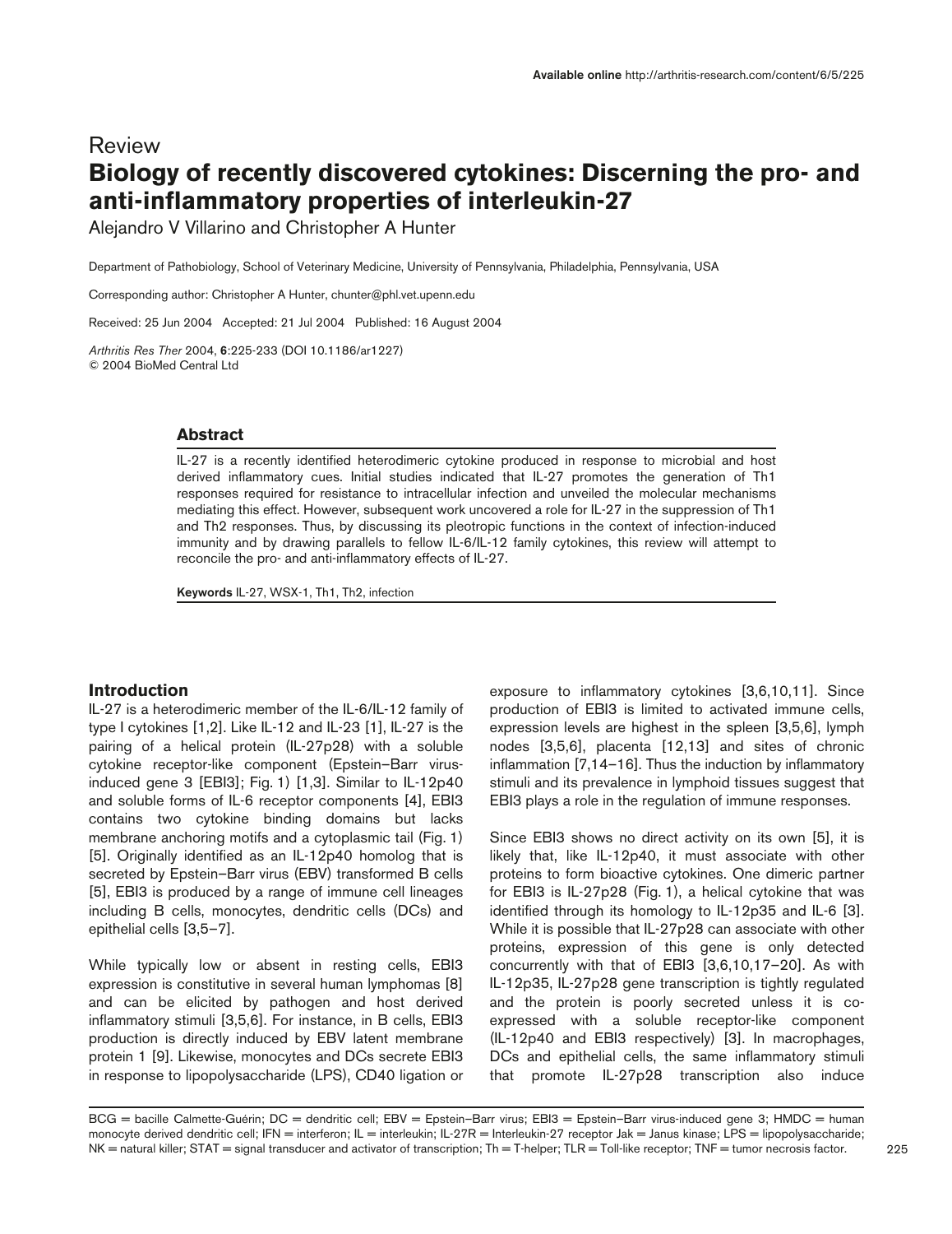Review

# Biology of recently discovered cytokines: Discerning the pro- and anti-inflammatory properties of interleukin-27

Alejandro V Villarino and Christopher A Hunter

Department of Pathobiology, School of Veterinary Medicine, University of Pennsylvania, Philadelphia, Pennsylvania, USA

Corresponding author: Christopher A Hunter, chunter@phl.vet.upenn.edu

Received: 25 Jun 2004 Accepted: 21 Jul 2004 Published: 16 August 2004

*Arthritis Res Ther* 2004, **6**:225-233 (DOI 10.1186/ar1227)
© 2004 BioMed Central Ltd

## Abstract

IL-27 is a recently identified heterodimeric cytokine produced in response to microbial and host derived inflammatory cues. Initial studies indicated that IL-27 promotes the generation of Th1 responses required for resistance to intracellular infection and unveiled the molecular mechanisms mediating this effect. However, subsequent work uncovered a role for IL-27 in the suppression of Th1 and Th2 responses. Thus, by discussing its pleotropic functions in the context of infection-induced immunity and by drawing parallels to fellow IL-6/IL-12 family cytokines, this review will attempt to reconcile the pro- and anti-inflammatory effects of IL-27.

**Keywords** IL-27, WSX-1, Th1, Th2, infection

## Introduction

IL-27 is a heterodimeric member of the IL-6/IL-12 family of type I cytokines [1,2]. Like IL-12 and IL-23 [1], IL-27 is the pairing of a helical protein (IL-27p28) with a soluble cytokine receptor-like component (Epstein–Barr virus-induced gene 3 [EBI3]; Fig. 1) [1,3]. Similar to IL-12p40 and soluble forms of IL-6 receptor components [4], EBI3 contains two cytokine binding domains but lacks membrane anchoring motifs and a cytoplasmic tail (Fig. 1) [5]. Originally identified as an IL-12p40 homolog that is secreted by Epstein–Barr virus (EBV) transformed B cells [5], EBI3 is produced by a range of immune cell lineages including B cells, monocytes, dendritic cells (DCs) and epithelial cells [3,5–7].

While typically low or absent in resting cells, EBI3 expression is constitutive in several human lymphomas [8] and can be elicited by pathogen and host derived inflammatory stimuli [3,5,6]. For instance, in B cells, EBI3 production is directly induced by EBV latent membrane protein 1 [9]. Likewise, monocytes and DCs secrete EBI3 in response to lipopolysaccharide (LPS), CD40 ligation or exposure to inflammatory cytokines [3,6,10,11]. Since production of EBI3 is limited to activated immune cells, expression levels are highest in the spleen [3,5,6], lymph nodes [3,5,6], placenta [12,13] and sites of chronic inflammation [7,14–16]. Thus the induction by inflammatory stimuli and its prevalence in lymphoid tissues suggest that EBI3 plays a role in the regulation of immune responses.

Since EBI3 shows no direct activity on its own [5], it is likely that, like IL-12p40, it must associate with other proteins to form bioactive cytokines. One dimeric partner for EBI3 is IL-27p28 (Fig. 1), a helical cytokine that was identified through its homology to IL-12p35 and IL-6 [3]. While it is possible that IL-27p28 can associate with other proteins, expression of this gene is only detected concurrently with that of EBI3 [3,6,10,17–20]. As with IL-12p35, IL-27p28 gene transcription is tightly regulated and the protein is poorly secreted unless it is co-expressed with a soluble receptor-like component (IL-12p40 and EBI3 respectively) [3]. In macrophages, DCs and epithelial cells, the same inflammatory stimuli that promote IL-27p28 transcription also induce

BCG = bacille Calmette-Guérin; DC = dendritic cell; EBV = Epstein–Barr virus; EBI3 = Epstein–Barr virus-induced gene 3; HMDC = human monocyte derived dendritic cell; IFN = interferon; IL = interleukin; IL-27R = Interleukin-27 receptor Jak = Janus kinase; LPS = lipopolysaccharide; NK = natural killer; STAT = signal transducer and activator of transcription; Th = T-helper; TLR = Toll-like receptor; TNF = tumor necrosis factor.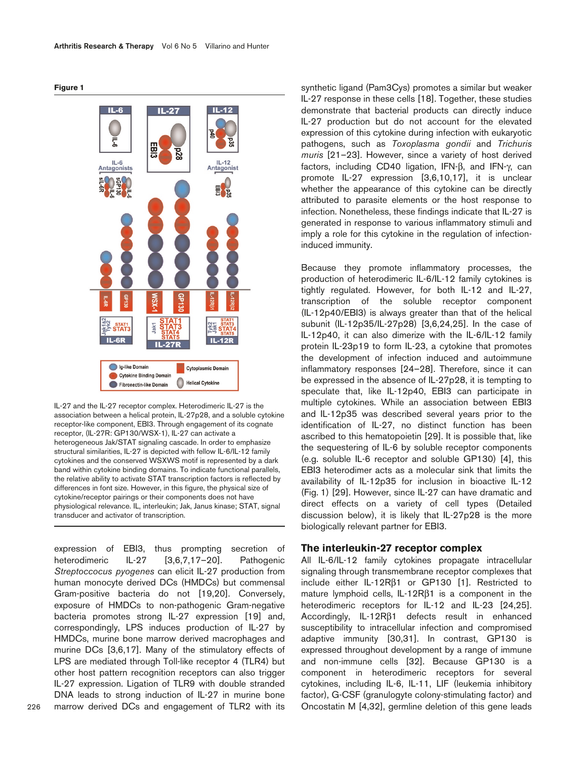**Figure 1**

IL-27 and the IL-27 receptor complex. Heterodimeric IL-27 is the association between a helical protein, IL-27p28, and a soluble cytokine receptor-like component, EBI3. Through engagement of its cognate receptor, (IL-27R: GP130/WSX-1), IL-27 can activate a heterogeneous Jak/STAT signaling cascade. In order to emphasize structural similarities, IL-27 is depicted with fellow IL-6/IL-12 family cytokines and the conserved WSXWS motif is represented by a dark band within cytokine binding domains. To indicate functional parallels, the relative ability to activate STAT transcription factors is reflected by differences in font size. However, in this figure, the physical size of cytokine/receptor pairings or their components does not have physiological relevance. IL, interleukin; Jak, Janus kinase; STAT, signal transducer and activator of transcription.

expression of EBI3, thus prompting secretion of heterodimeric IL-27 [3,6,7,17–20]. Pathogenic *Streptoccocus pyogenes* can elicit IL-27 production from human monocyte derived DCs (HMDCs) but commensal Gram-positive bacteria do not [19,20]. Conversely, exposure of HMDCs to non-pathogenic Gram-negative bacteria promotes strong IL-27 expression [19] and, correspondingly, LPS induces production of IL-27 by HMDCs, murine bone marrow derived macrophages and murine DCs [3,6,17]. Many of the stimulatory effects of LPS are mediated through Toll-like receptor 4 (TLR4) but other host pattern recognition receptors can also trigger IL-27 expression. Ligation of TLR9 with double stranded DNA leads to strong induction of IL-27 in murine bone marrow derived DCs and engagement of TLR2 with its synthetic ligand (Pam3Cys) promotes a similar but weaker IL-27 response in these cells [18]. Together, these studies demonstrate that bacterial products can directly induce IL-27 production but do not account for the elevated expression of this cytokine during infection with eukaryotic pathogens, such as *Toxoplasma gondii* and *Trichuris muris* [21–23]. However, since a variety of host derived factors, including CD40 ligation, IFN-β, and IFN-γ, can promote IL-27 expression [3,6,10,17], it is unclear whether the appearance of this cytokine can be directly attributed to parasite elements or the host response to infection. Nonetheless, these findings indicate that IL-27 is generated in response to various inflammatory stimuli and imply a role for this cytokine in the regulation of infection-induced immunity.

Because they promote inflammatory processes, the production of heterodimeric IL-6/IL-12 family cytokines is tightly regulated. However, for both IL-12 and IL-27, transcription of the soluble receptor component (IL-12p40/EBI3) is always greater than that of the helical subunit (IL-12p35/IL-27p28) [3,6,24,25]. In the case of IL-12p40, it can also dimerize with the IL-6/IL-12 family protein IL-23p19 to form IL-23, a cytokine that promotes the development of infection induced and autoimmune inflammatory responses [24–28]. Therefore, since it can be expressed in the absence of IL-27p28, it is tempting to speculate that, like IL-12p40, EBI3 can participate in multiple cytokines. While an association between EBI3 and IL-12p35 was described several years prior to the identification of IL-27, no distinct function has been ascribed to this hematopoietin [29]. It is possible that, like the sequestering of IL-6 by soluble receptor components (e.g. soluble IL-6 receptor and soluble GP130) [4], this EBI3 heterodimer acts as a molecular sink that limits the availability of IL-12p35 for inclusion in bioactive IL-12 (Fig. 1) [29]. However, since IL-27 can have dramatic and direct effects on a variety of cell types (Detailed discussion below), it is likely that IL-27p28 is the more biologically relevant partner for EBI3.

## The interleukin-27 receptor complex

All IL-6/IL-12 family cytokines propagate intracellular signaling through transmembrane receptor complexes that include either IL-12Rβ1 or GP130 [1]. Restricted to mature lymphoid cells, IL-12Rβ1 is a component in the heterodimeric receptors for IL-12 and IL-23 [24,25]. Accordingly, IL-12Rβ1 defects result in enhanced susceptibility to intracellular infection and compromised adaptive immunity [30,31]. In contrast, GP130 is expressed throughout development by a range of immune and non-immune cells [32]. Because GP130 is a component in heterodimeric receptors for several cytokines, including IL-6, IL-11, LIF (leukemia inhibitory factor), G-CSF (granulocyte colony-stimulating factor) and Oncostatin M [4,32], germline deletion of this gene leads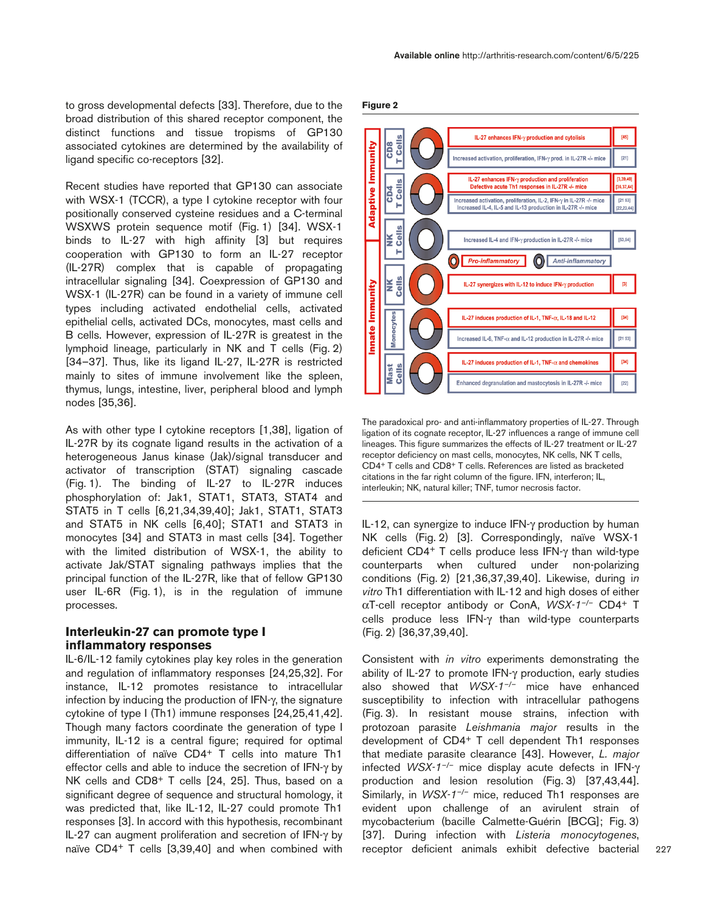to gross developmental defects [33]. Therefore, due to the broad distribution of this shared receptor component, the distinct functions and tissue tropisms of GP130 associated cytokines are determined by the availability of ligand specific co-receptors [32].

Recent studies have reported that GP130 can associate with WSX-1 (TCCR), a type I cytokine receptor with four positionally conserved cysteine residues and a C-terminal WSXWS protein sequence motif (Fig. 1) [34]. WSX-1 binds to IL-27 with high affinity [3] but requires cooperation with GP130 to form an IL-27 receptor (IL-27R) complex that is capable of propagating intracellular signaling [34]. Coexpression of GP130 and WSX-1 (IL-27R) can be found in a variety of immune cell types including activated endothelial cells, activated epithelial cells, activated DCs, monocytes, mast cells and B cells. However, expression of IL-27R is greatest in the lymphoid lineage, particularly in NK and T cells (Fig. 2) [34–37]. Thus, like its ligand IL-27, IL-27R is restricted mainly to sites of immune involvement like the spleen, thymus, lungs, intestine, liver, peripheral blood and lymph nodes [35,36].

As with other type I cytokine receptors [1,38], ligation of IL-27R by its cognate ligand results in the activation of a heterogeneous Janus kinase (Jak)/signal transducer and activator of transcription (STAT) signaling cascade (Fig. 1). The binding of IL-27 to IL-27R induces phosphorylation of: Jak1, STAT1, STAT3, STAT4 and STAT5 in T cells [6,21,34,39,40]; Jak1, STAT1, STAT3 and STAT5 in NK cells [6,40]; STAT1 and STAT3 in monocytes [34] and STAT3 in mast cells [34]. Together with the limited distribution of WSX-1, the ability to activate Jak/STAT signaling pathways implies that the principal function of the IL-27R, like that of fellow GP130 user IL-6R (Fig. 1), is in the regulation of immune processes.

## Interleukin-27 can promote type I inflammatory responses

IL-6/IL-12 family cytokines play key roles in the generation and regulation of inflammatory responses [24,25,32]. For instance, IL-12 promotes resistance to intracellular infection by inducing the production of IFN-γ, the signature cytokine of type I (Th1) immune responses [24,25,41,42]. Though many factors coordinate the generation of type I immunity, IL-12 is a central figure; required for optimal differentiation of naïve CD4+ T cells into mature Th1 effector cells and able to induce the secretion of IFN-γ by NK cells and CD8+ T cells [24, 25]. Thus, based on a significant degree of sequence and structural homology, it was predicted that, like IL-12, IL-27 could promote Th1 responses [3]. In accord with this hypothesis, recombinant IL-27 can augment proliferation and secretion of IFN-γ by naïve CD4+ T cells [3,39,40] and when combined with

**Figure 2**

| Immunity | Cell type | Effect | Reference |
|---|---|---|---|
| Adaptive Immunity | CD8 T Cells | IL-27 enhances IFN-γ production and cytolisis | [45] |
| | | Increased activation, proliferation, IFN-γ prod. in IL-27R -/- mice | [21] |
| | CD4 T Cells | IL-27 enhances IFN-γ production and proliferation; Defective acute Th1 responses in IL-27R -/- mice | [3,39,40]; [36,37,44] |
| | | Increased activation, proliferation, IL-2, IFN-γ in IL-27R -/- mice; Increased IL-4, IL-5 and IL-13 production in IL-27R -/- mice | [21 53]; [22,23,44] |
| | NK T Cells | Increased IL-4 and IFN-γ production in IL-27R -/- mice | [53,54] |
| Innate Immunity | NK Cells | IL-27 synergizes with IL-12 to induce IFN-γ production | [3] |
| | Monocytes | IL-27 induces production of IL-1, TNF-α, IL-18 and IL-12 | [34] |
| | | Increased IL-6, TNF-α and IL-12 production in IL-27R -/- mice | [21 53] |
| | Mast Cells | IL-27 induces production of IL-1, TNF-α and chemokines | [34] |
| | | Enhanced degranulation and mastocytosis in IL-27R -/- mice | [22] |

Legend: Pro-inflammatory; Anti-inflammatory

The paradoxical pro- and anti-inflammatory properties of IL-27. Through ligation of its cognate receptor, IL-27 influences a range of immune cell lineages. This figure summarizes the effects of IL-27 treatment or IL-27 receptor deficiency on mast cells, monocytes, NK cells, NK T cells, CD4+ T cells and CD8+ T cells. References are listed as bracketed citations in the far right column of the figure. IFN, interferon; IL, interleukin; NK, natural killer; TNF, tumor necrosis factor.

IL-12, can synergize to induce IFN-γ production by human NK cells (Fig. 2) [3]. Correspondingly, naïve WSX-1 deficient CD4+ T cells produce less IFN-γ than wild-type counterparts when cultured under non-polarizing conditions (Fig. 2) [21,36,37,39,40]. Likewise, during *in vitro* Th1 differentiation with IL-12 and high doses of either αT-cell receptor antibody or ConA, *WSX-1*$^{-/-}$ CD4+ T cells produce less IFN-γ than wild-type counterparts (Fig. 2) [36,37,39,40].

Consistent with *in vitro* experiments demonstrating the ability of IL-27 to promote IFN-γ production, early studies also showed that *WSX-1*$^{-/-}$ mice have enhanced susceptibility to infection with intracellular pathogens (Fig. 3). In resistant mouse strains, infection with protozoan parasite *Leishmania major* results in the development of CD4+ T cell dependent Th1 responses that mediate parasite clearance [43]. However, *L. major* infected *WSX-1*$^{-/-}$ mice display acute defects in IFN-γ production and lesion resolution (Fig. 3) [37,43,44]. Similarly, in *WSX-1*$^{-/-}$ mice, reduced Th1 responses are evident upon challenge of an avirulent strain of mycobacterium (bacille Calmette-Guérin [BCG]; Fig. 3) [37]. During infection with *Listeria monocytogenes*, receptor deficient animals exhibit defective bacterial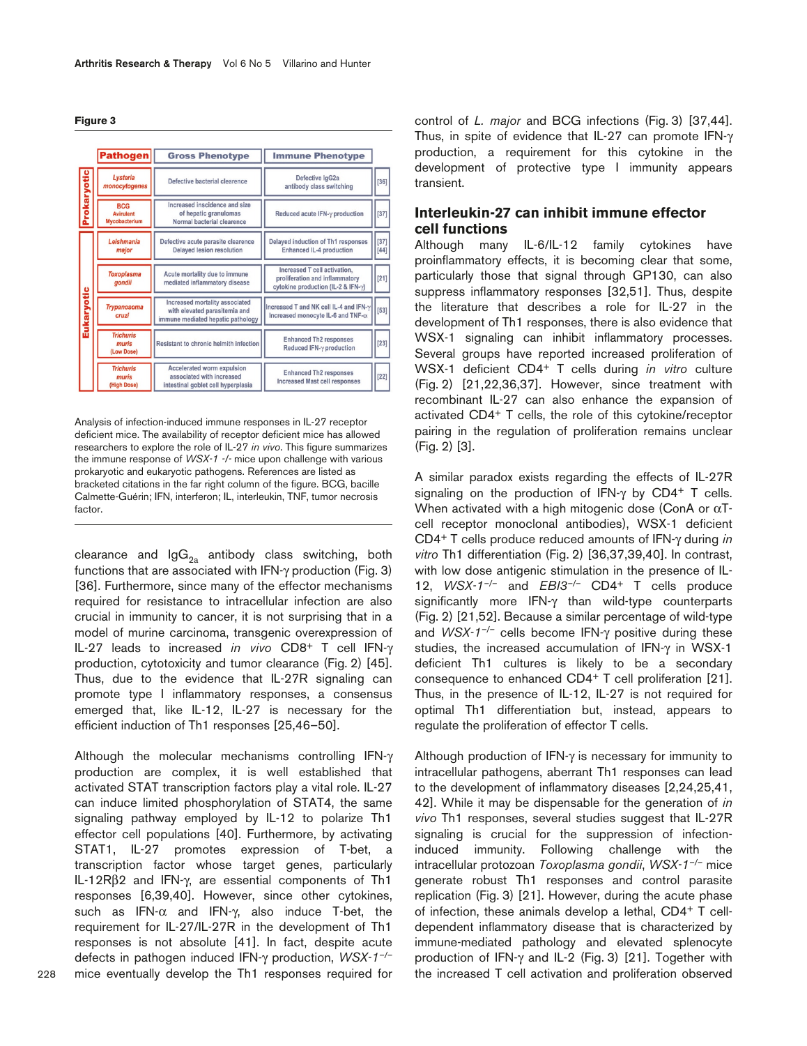**Figure 3**

| | Pathogen | Gross Phenotype | Immune Phenotype | |
|---|---|---|---|---|
| Prokaryotic | *Lysteria monocytogenes* | Defective bacterial clearence | Defective IgG2a antibody class switching | [36] |
| | BCG Avirulent Mycobacterium | Increased incidence and size of hepatic granulomas Normal bacterial clearence | Reduced acute IFN-γ production | [37] |
| Eukaryotic | *Leishmania major* | Defective acute parasite clearence Delayed lesion resolution | Delayed induction of Th1 responses Enhanced IL-4 production | [37] [44] |
| | *Toxoplasma gondii* | Acute mortality due to immune mediated inflammatory disease | Increased T cell activation, proliferation and inflammatory cytokine production (IL-2 & IFN-γ) | [21] |
| | *Trypanosoma cruzi* | Increased mortality associated with elevated parasitemia and immune mediated hepatic pathology | Increased T and NK cell IL-4 and IFN-γ Increased monocyte IL-6 and TNF-α | [53] |
| | *Trichuris muris* (Low Dose) | Resistant to chronic helminth infection | Enhanced Th2 responses Reduced IFN-γ production | [23] |
| | *Trichuris muris* (High Dose) | Accelerated worm expulsion associated with increased intestinal goblet cell hyperplasia | Enhanced Th2 responses Increased Mast cell responses | [22] |

Analysis of infection-induced immune responses in IL-27 receptor deficient mice. The availability of receptor deficient mice has allowed researchers to explore the role of IL-27 *in vivo*. This figure summarizes the immune response of *WSX-1 -/-* mice upon challenge with various prokaryotic and eukaryotic pathogens. References are listed as bracketed citations in the far right column of the figure. BCG, bacille Calmette-Guérin; IFN, interferon; IL, interleukin, TNF, tumor necrosis factor.

clearance and $IgG_{2a}$ antibody class switching, both functions that are associated with IFN-γ production (Fig. 3) [36]. Furthermore, since many of the effector mechanisms required for resistance to intracellular infection are also crucial in immunity to cancer, it is not surprising that in a model of murine carcinoma, transgenic overexpression of IL-27 leads to increased *in vivo* CD8+ T cell IFN-γ production, cytotoxicity and tumor clearance (Fig. 2) [45]. Thus, due to the evidence that IL-27R signaling can promote type I inflammatory responses, a consensus emerged that, like IL-12, IL-27 is necessary for the efficient induction of Th1 responses [25,46–50].

Although the molecular mechanisms controlling IFN-γ production are complex, it is well established that activated STAT transcription factors play a vital role. IL-27 can induce limited phosphorylation of STAT4, the same signaling pathway employed by IL-12 to polarize Th1 effector cell populations [40]. Furthermore, by activating STAT1, IL-27 promotes expression of T-bet, a transcription factor whose target genes, particularly IL-12Rβ2 and IFN-γ, are essential components of Th1 responses [6,39,40]. However, since other cytokines, such as IFN-α and IFN-γ, also induce T-bet, the requirement for IL-27/IL-27R in the development of Th1 responses is not absolute [41]. In fact, despite acute defects in pathogen induced IFN-γ production, *WSX-1*$^{-/-}$ mice eventually develop the Th1 responses required for control of *L. major* and BCG infections (Fig. 3) [37,44]. Thus, in spite of evidence that IL-27 can promote IFN-γ production, a requirement for this cytokine in the development of protective type I immunity appears transient.

## Interleukin-27 can inhibit immune effector cell functions

Although many IL-6/IL-12 family cytokines have proinflammatory effects, it is becoming clear that some, particularly those that signal through GP130, can also suppress inflammatory responses [32,51]. Thus, despite the literature that describes a role for IL-27 in the development of Th1 responses, there is also evidence that WSX-1 signaling can inhibit inflammatory processes. Several groups have reported increased proliferation of WSX-1 deficient CD4+ T cells during *in vitro* culture (Fig. 2) [21,22,36,37]. However, since treatment with recombinant IL-27 can also enhance the expansion of activated CD4+ T cells, the role of this cytokine/receptor pairing in the regulation of proliferation remains unclear (Fig. 2) [3].

A similar paradox exists regarding the effects of IL-27R signaling on the production of IFN-γ by CD4+ T cells. When activated with a high mitogenic dose (ConA or αT-cell receptor monoclonal antibodies), WSX-1 deficient CD4+ T cells produce reduced amounts of IFN-γ during *in vitro* Th1 differentiation (Fig. 2) [36,37,39,40]. In contrast, with low dose antigenic stimulation in the presence of IL-12, *WSX-1*$^{-/-}$ and *EBI3*$^{-/-}$ CD4+ T cells produce significantly more IFN-γ than wild-type counterparts (Fig. 2) [21,52]. Because a similar percentage of wild-type and *WSX-1*$^{-/-}$ cells become IFN-γ positive during these studies, the increased accumulation of IFN-γ in WSX-1 deficient Th1 cultures is likely to be a secondary consequence to enhanced CD4+ T cell proliferation [21]. Thus, in the presence of IL-12, IL-27 is not required for optimal Th1 differentiation but, instead, appears to regulate the proliferation of effector T cells.

Although production of IFN-γ is necessary for immunity to intracellular pathogens, aberrant Th1 responses can lead to the development of inflammatory diseases [2,24,25,41, 42]. While it may be dispensable for the generation of *in vivo* Th1 responses, several studies suggest that IL-27R signaling is crucial for the suppression of infection-induced immunity. Following challenge with the intracellular protozoan *Toxoplasma gondii*, *WSX-1*$^{-/-}$ mice generate robust Th1 responses and control parasite replication (Fig. 3) [21]. However, during the acute phase of infection, these animals develop a lethal, CD4+ T cell-dependent inflammatory disease that is characterized by immune-mediated pathology and elevated splenocyte production of IFN-γ and IL-2 (Fig. 3) [21]. Together with the increased T cell activation and proliferation observed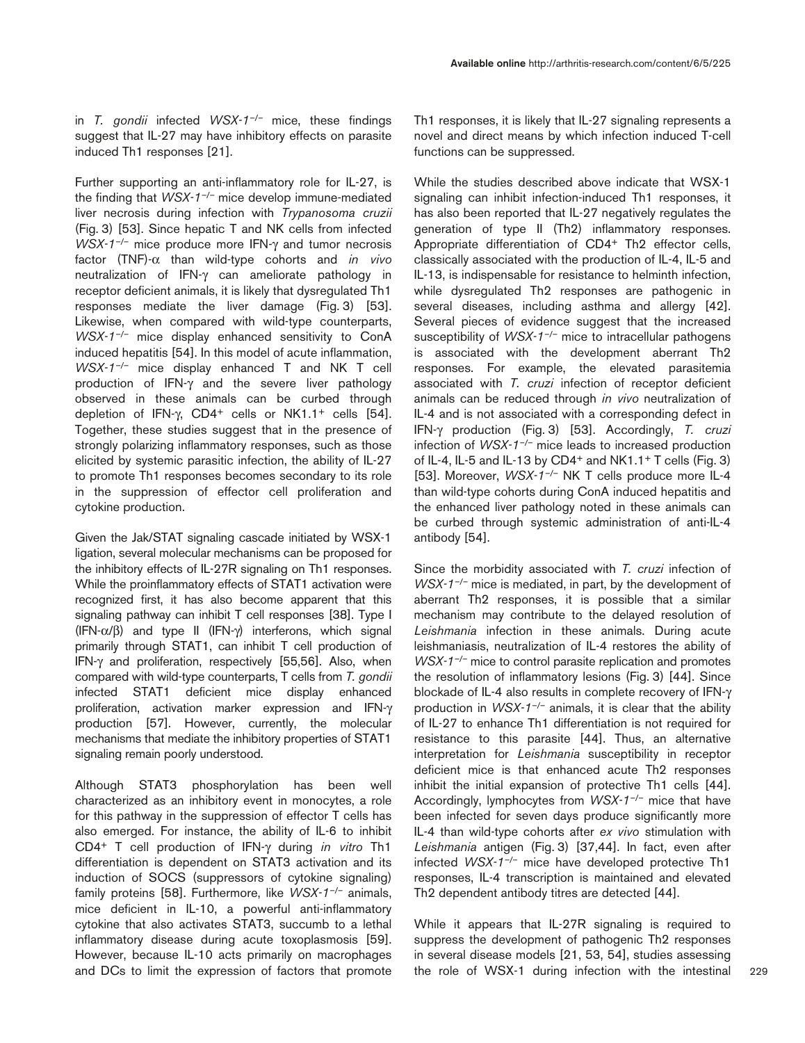in *T. gondii* infected *WSX-1*$^{-/-}$ mice, these findings suggest that IL-27 may have inhibitory effects on parasite induced Th1 responses [21].

Further supporting an anti-inflammatory role for IL-27, is the finding that *WSX-1*$^{-/-}$ mice develop immune-mediated liver necrosis during infection with *Trypanosoma cruzii* (Fig. 3) [53]. Since hepatic T and NK cells from infected *WSX-1*$^{-/-}$ mice produce more IFN-γ and tumor necrosis factor (TNF)-α than wild-type cohorts and *in vivo* neutralization of IFN-γ can ameliorate pathology in receptor deficient animals, it is likely that dysregulated Th1 responses mediate the liver damage (Fig. 3) [53]. Likewise, when compared with wild-type counterparts, *WSX-1*$^{-/-}$ mice display enhanced sensitivity to ConA induced hepatitis [54]. In this model of acute inflammation, *WSX-1*$^{-/-}$ mice display enhanced T and NK T cell production of IFN-γ and the severe liver pathology observed in these animals can be curbed through depletion of IFN-γ, CD4$^{+}$ cells or NK1.1$^{+}$ cells [54]. Together, these studies suggest that in the presence of strongly polarizing inflammatory responses, such as those elicited by systemic parasitic infection, the ability of IL-27 to promote Th1 responses becomes secondary to its role in the suppression of effector cell proliferation and cytokine production.

Given the Jak/STAT signaling cascade initiated by WSX-1 ligation, several molecular mechanisms can be proposed for the inhibitory effects of IL-27R signaling on Th1 responses. While the proinflammatory effects of STAT1 activation were recognized first, it has also become apparent that this signaling pathway can inhibit T cell responses [38]. Type I (IFN-α/β) and type II (IFN-γ) interferons, which signal primarily through STAT1, can inhibit T cell production of IFN-γ and proliferation, respectively [55,56]. Also, when compared with wild-type counterparts, T cells from *T. gondii* infected STAT1 deficient mice display enhanced proliferation, activation marker expression and IFN-γ production [57]. However, currently, the molecular mechanisms that mediate the inhibitory properties of STAT1 signaling remain poorly understood.

Although STAT3 phosphorylation has been well characterized as an inhibitory event in monocytes, a role for this pathway in the suppression of effector T cells has also emerged. For instance, the ability of IL-6 to inhibit CD4$^{+}$ T cell production of IFN-γ during *in vitro* Th1 differentiation is dependent on STAT3 activation and its induction of SOCS (suppressors of cytokine signaling) family proteins [58]. Furthermore, like *WSX-1*$^{-/-}$ animals, mice deficient in IL-10, a powerful anti-inflammatory cytokine that also activates STAT3, succumb to a lethal inflammatory disease during acute toxoplasmosis [59]. However, because IL-10 acts primarily on macrophages and DCs to limit the expression of factors that promote Th1 responses, it is likely that IL-27 signaling represents a novel and direct means by which infection induced T-cell functions can be suppressed.

While the studies described above indicate that WSX-1 signaling can inhibit infection-induced Th1 responses, it has also been reported that IL-27 negatively regulates the generation of type II (Th2) inflammatory responses. Appropriate differentiation of CD4$^{+}$ Th2 effector cells, classically associated with the production of IL-4, IL-5 and IL-13, is indispensable for resistance to helminth infection, while dysregulated Th2 responses are pathogenic in several diseases, including asthma and allergy [42]. Several pieces of evidence suggest that the increased susceptibility of *WSX-1*$^{-/-}$ mice to intracellular pathogens is associated with the development aberrant Th2 responses. For example, the elevated parasitemia associated with *T. cruzi* infection of receptor deficient animals can be reduced through *in vivo* neutralization of IL-4 and is not associated with a corresponding defect in IFN-γ production (Fig. 3) [53]. Accordingly, *T. cruzi* infection of *WSX-1*$^{-/-}$ mice leads to increased production of IL-4, IL-5 and IL-13 by CD4$^{+}$ and NK1.1$^{+}$ T cells (Fig. 3) [53]. Moreover, *WSX-1*$^{-/-}$ NK T cells produce more IL-4 than wild-type cohorts during ConA induced hepatitis and the enhanced liver pathology noted in these animals can be curbed through systemic administration of anti-IL-4 antibody [54].

Since the morbidity associated with *T. cruzi* infection of *WSX-1*$^{-/-}$ mice is mediated, in part, by the development of aberrant Th2 responses, it is possible that a similar mechanism may contribute to the delayed resolution of *Leishmania* infection in these animals. During acute leishmaniasis, neutralization of IL-4 restores the ability of *WSX-1*$^{-/-}$ mice to control parasite replication and promotes the resolution of inflammatory lesions (Fig. 3) [44]. Since blockade of IL-4 also results in complete recovery of IFN-γ production in *WSX-1*$^{-/-}$ animals, it is clear that the ability of IL-27 to enhance Th1 differentiation is not required for resistance to this parasite [44]. Thus, an alternative interpretation for *Leishmania* susceptibility in receptor deficient mice is that enhanced acute Th2 responses inhibit the initial expansion of protective Th1 cells [44]. Accordingly, lymphocytes from *WSX-1*$^{-/-}$ mice that have been infected for seven days produce significantly more IL-4 than wild-type cohorts after *ex vivo* stimulation with *Leishmania* antigen (Fig. 3) [37,44]. In fact, even after infected *WSX-1*$^{-/-}$ mice have developed protective Th1 responses, IL-4 transcription is maintained and elevated Th2 dependent antibody titres are detected [44].

While it appears that IL-27R signaling is required to suppress the development of pathogenic Th2 responses in several disease models [21, 53, 54], studies assessing the role of WSX-1 during infection with the intestinal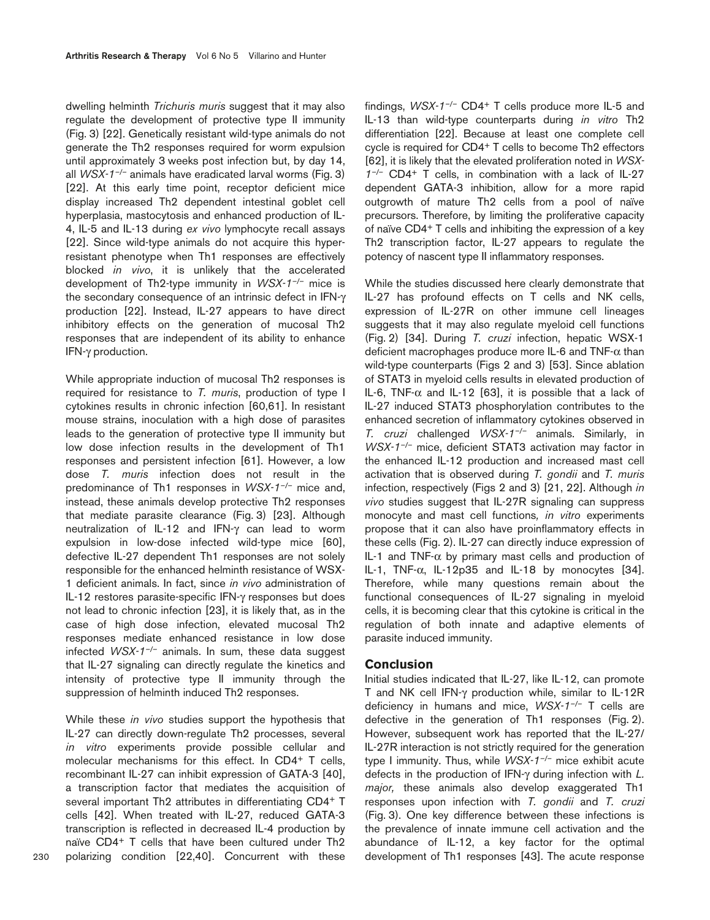dwelling helminth *Trichuris muris* suggest that it may also regulate the development of protective type II immunity (Fig. 3) [22]. Genetically resistant wild-type animals do not generate the Th2 responses required for worm expulsion until approximately 3 weeks post infection but, by day 14, all *WSX-1*$^{-/-}$ animals have eradicated larval worms (Fig. 3) [22]. At this early time point, receptor deficient mice display increased Th2 dependent intestinal goblet cell hyperplasia, mastocytosis and enhanced production of IL-4, IL-5 and IL-13 during *ex vivo* lymphocyte recall assays [22]. Since wild-type animals do not acquire this hyper-resistant phenotype when Th1 responses are effectively blocked *in vivo*, it is unlikely that the accelerated development of Th2-type immunity in *WSX-1*$^{-/-}$ mice is the secondary consequence of an intrinsic defect in IFN-γ production [22]. Instead, IL-27 appears to have direct inhibitory effects on the generation of mucosal Th2 responses that are independent of its ability to enhance IFN-γ production.

While appropriate induction of mucosal Th2 responses is required for resistance to *T. muris*, production of type I cytokines results in chronic infection [60,61]. In resistant mouse strains, inoculation with a high dose of parasites leads to the generation of protective type II immunity but low dose infection results in the development of Th1 responses and persistent infection [61]. However, a low dose *T. muris* infection does not result in the predominance of Th1 responses in *WSX-1*$^{-/-}$ mice and, instead, these animals develop protective Th2 responses that mediate parasite clearance (Fig. 3) [23]. Although neutralization of IL-12 and IFN-γ can lead to worm expulsion in low-dose infected wild-type mice [60], defective IL-27 dependent Th1 responses are not solely responsible for the enhanced helminth resistance of WSX-1 deficient animals. In fact, since *in vivo* administration of IL-12 restores parasite-specific IFN-γ responses but does not lead to chronic infection [23], it is likely that, as in the case of high dose infection, elevated mucosal Th2 responses mediate enhanced resistance in low dose infected *WSX-1*$^{-/-}$ animals. In sum, these data suggest that IL-27 signaling can directly regulate the kinetics and intensity of protective type II immunity through the suppression of helminth induced Th2 responses.

While these *in vivo* studies support the hypothesis that IL-27 can directly down-regulate Th2 processes, several *in vitro* experiments provide possible cellular and molecular mechanisms for this effect. In CD4+ T cells, recombinant IL-27 can inhibit expression of GATA-3 [40], a transcription factor that mediates the acquisition of several important Th2 attributes in differentiating CD4+ T cells [42]. When treated with IL-27, reduced GATA-3 transcription is reflected in decreased IL-4 production by naïve CD4+ T cells that have been cultured under Th2 polarizing condition [22,40]. Concurrent with these findings, *WSX-1*$^{-/-}$ CD4+ T cells produce more IL-5 and IL-13 than wild-type counterparts during *in vitro* Th2 differentiation [22]. Because at least one complete cell cycle is required for CD4+ T cells to become Th2 effectors [62], it is likely that the elevated proliferation noted in *WSX-1*$^{-/-}$ CD4+ T cells, in combination with a lack of IL-27 dependent GATA-3 inhibition, allow for a more rapid outgrowth of mature Th2 cells from a pool of naïve precursors. Therefore, by limiting the proliferative capacity of naïve CD4+ T cells and inhibiting the expression of a key Th2 transcription factor, IL-27 appears to regulate the potency of nascent type II inflammatory responses.

While the studies discussed here clearly demonstrate that IL-27 has profound effects on T cells and NK cells, expression of IL-27R on other immune cell lineages suggests that it may also regulate myeloid cell functions (Fig. 2) [34]. During *T. cruzi* infection, hepatic WSX-1 deficient macrophages produce more IL-6 and TNF-α than wild-type counterparts (Figs 2 and 3) [53]. Since ablation of STAT3 in myeloid cells results in elevated production of IL-6, TNF-α and IL-12 [63], it is possible that a lack of IL-27 induced STAT3 phosphorylation contributes to the enhanced secretion of inflammatory cytokines observed in *T. cruzi* challenged *WSX-1*$^{-/-}$ animals. Similarly, in *WSX-1*$^{-/-}$ mice, deficient STAT3 activation may factor in the enhanced IL-12 production and increased mast cell activation that is observed during *T. gondii* and *T. muris* infection, respectively (Figs 2 and 3) [21, 22]. Although *in vivo* studies suggest that IL-27R signaling can suppress monocyte and mast cell functions, *in vitro* experiments propose that it can also have proinflammatory effects in these cells (Fig. 2). IL-27 can directly induce expression of IL-1 and TNF-α by primary mast cells and production of IL-1, TNF-α, IL-12p35 and IL-18 by monocytes [34]. Therefore, while many questions remain about the functional consequences of IL-27 signaling in myeloid cells, it is becoming clear that this cytokine is critical in the regulation of both innate and adaptive elements of parasite induced immunity.

## Conclusion

Initial studies indicated that IL-27, like IL-12, can promote T and NK cell IFN-γ production while, similar to IL-12R deficiency in humans and mice, *WSX-1*$^{-/-}$ T cells are defective in the generation of Th1 responses (Fig. 2). However, subsequent work has reported that the IL-27/IL-27R interaction is not strictly required for the generation type I immunity. Thus, while *WSX-1*$^{-/-}$ mice exhibit acute defects in the production of IFN-γ during infection with *L. major,* these animals also develop exaggerated Th1 responses upon infection with *T. gondii* and *T. cruzi* (Fig. 3). One key difference between these infections is the prevalence of innate immune cell activation and the abundance of IL-12, a key factor for the optimal development of Th1 responses [43]. The acute response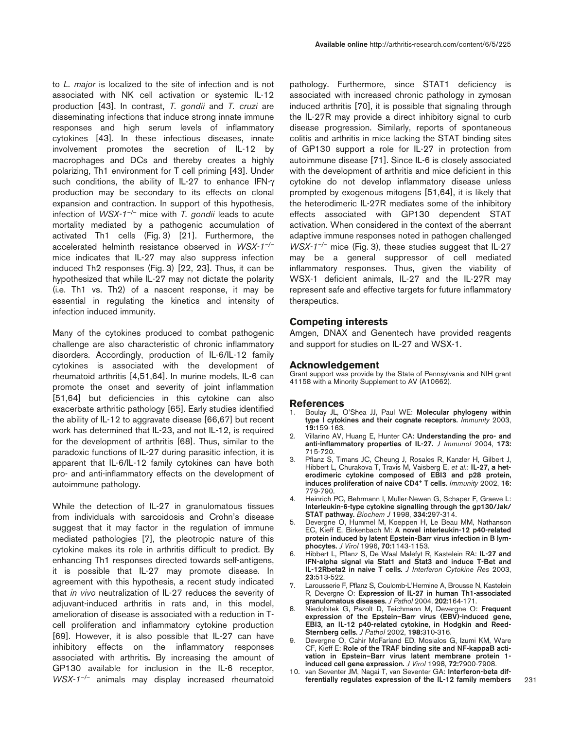to *L. major* is localized to the site of infection and is not associated with NK cell activation or systemic IL-12 production [43]. In contrast, *T. gondii* and *T. cruzi* are disseminating infections that induce strong innate immune responses and high serum levels of inflammatory cytokines [43]. In these infectious diseases, innate involvement promotes the secretion of IL-12 by macrophages and DCs and thereby creates a highly polarizing, Th1 environment for T cell priming [43]. Under such conditions, the ability of IL-27 to enhance IFN-γ production may be secondary to its effects on clonal expansion and contraction. In support of this hypothesis, infection of *WSX-1*$^{-/-}$ mice with *T. gondii* leads to acute mortality mediated by a pathogenic accumulation of activated Th1 cells (Fig. 3) [21]. Furthermore, the accelerated helminth resistance observed in *WSX-1*$^{-/-}$ mice indicates that IL-27 may also suppress infection induced Th2 responses (Fig. 3) [22, 23]. Thus, it can be hypothesized that while IL-27 may not dictate the polarity (i.e. Th1 vs. Th2) of a nascent response, it may be essential in regulating the kinetics and intensity of infection induced immunity.

Many of the cytokines produced to combat pathogenic challenge are also characteristic of chronic inflammatory disorders. Accordingly, production of IL-6/IL-12 family cytokines is associated with the development of rheumatoid arthritis [4,51,64]. In murine models, IL-6 can promote the onset and severity of joint inflammation [51,64] but deficiencies in this cytokine can also exacerbate arthritic pathology [65]. Early studies identified the ability of IL-12 to aggravate disease [66,67] but recent work has determined that IL-23, and not IL-12, is required for the development of arthritis [68]. Thus, similar to the paradoxic functions of IL-27 during parasitic infection, it is apparent that IL-6/IL-12 family cytokines can have both pro- and anti-inflammatory effects on the development of autoimmune pathology.

While the detection of IL-27 in granulomatous tissues from individuals with sarcoidosis and Crohn's disease suggest that it may factor in the regulation of immune mediated pathologies [7], the pleotropic nature of this cytokine makes its role in arthritis difficult to predict. By enhancing Th1 responses directed towards self-antigens, it is possible that IL-27 may promote disease. In agreement with this hypothesis, a recent study indicated that *in vivo* neutralization of IL-27 reduces the severity of adjuvant-induced arthritis in rats and, in this model, amelioration of disease is associated with a reduction in T-cell proliferation and inflammatory cytokine production [69]. However, it is also possible that IL-27 can have inhibitory effects on the inflammatory responses associated with arthritis. By increasing the amount of GP130 available for inclusion in the IL-6 receptor, *WSX-1*$^{-/-}$ animals may display increased rheumatoid pathology. Furthermore, since STAT1 deficiency is associated with increased chronic pathology in zymosan induced arthritis [70], it is possible that signaling through the IL-27R may provide a direct inhibitory signal to curb disease progression. Similarly, reports of spontaneous colitis and arthritis in mice lacking the STAT binding sites of GP130 support a role for IL-27 in protection from autoimmune disease [71]. Since IL-6 is closely associated with the development of arthritis and mice deficient in this cytokine do not develop inflammatory disease unless prompted by exogenous mitogens [51,64], it is likely that the heterodimeric IL-27R mediates some of the inhibitory effects associated with GP130 dependent STAT activation. When considered in the context of the aberrant adaptive immune responses noted in pathogen challenged *WSX-1*$^{-/-}$ mice (Fig. 3), these studies suggest that IL-27 may be a general suppressor of cell mediated inflammatory responses. Thus, given the viability of WSX-1 deficient animals, IL-27 and the IL-27R may represent safe and effective targets for future inflammatory therapeutics.

## Competing interests

Amgen, DNAX and Genentech have provided reagents and support for studies on IL-27 and WSX-1.

## Acknowledgement

Grant support was provide by the State of Pennsylvania and NIH grant 41158 with a Minority Supplement to AV (A10662).

## References

1. Boulay JL, O'Shea JJ, Paul WE: **Molecular phylogeny within type I cytokines and their cognate receptors.** *Immunity* 2003, **19:**159-163.
2. Villarino AV, Huang E, Hunter CA: **Understanding the pro- and anti-inflammatory properties of IL-27.** *J Immunol* 2004, **173:** 715-720.
3. Pflanz S, Timans JC, Cheung J, Rosales R, Kanzler H, Gilbert J, Hibbert L, Churakova T, Travis M, Vaisberg E, *et al.*: **IL-27, a heterodimeric cytokine composed of EBI3 and p28 protein, induces proliferation of naive CD4+ T cells.** *Immunity* 2002, **16:** 779-790.
4. Heinrich PC, Behrmann I, Muller-Newen G, Schaper F, Graeve L: **Interleukin-6-type cytokine signalling through the gp130/Jak/STAT pathway.** *Biochem J* 1998, **334:**297-314.
5. Devergne O, Hummel M, Koeppen H, Le Beau MM, Nathanson EC, Kieff E, Birkenbach M: **A novel interleukin-12 p40-related protein induced by latent Epstein-Barr virus infection in B lymphocytes.** *J Virol* 1996, **70:**1143-1153.
6. Hibbert L, Pflanz S, De Waal Malefyt R, Kastelein RA: **IL-27 and IFN-alpha signal via Stat1 and Stat3 and induce T-Bet and IL-12Rbeta2 in naive T cells.** *J Interferon Cytokine Res* 2003, **23:**513-522.
7. Larousserie F, Pflanz S, Coulomb-L'Hermine A, Brousse N, Kastelein R, Devergne O: **Expression of IL-27 in human Th1-associated granulomatous diseases.** *J Pathol* 2004, **202:**164-171.
8. Niedobitek G, Pazolt D, Teichmann M, Devergne O: **Frequent expression of the Epstein–Barr virus (EBV)-induced gene, EBI3, an IL-12 p40-related cytokine, in Hodgkin and Reed-Sternberg cells.** *J Pathol* 2002, **198:**310-316.
9. Devergne O, Cahir McFarland ED, Mosialos G, Izumi KM, Ware CF, Kieff E: **Role of the TRAF binding site and NF-kappaB activation in Epstein–Barr virus latent membrane protein 1-induced cell gene expression.** *J Virol* 1998, **72:**7900-7908.
10. van Seventer JM, Nagai T, van Seventer GA: **Interferon-beta differentially regulates expression of the IL-12 family members**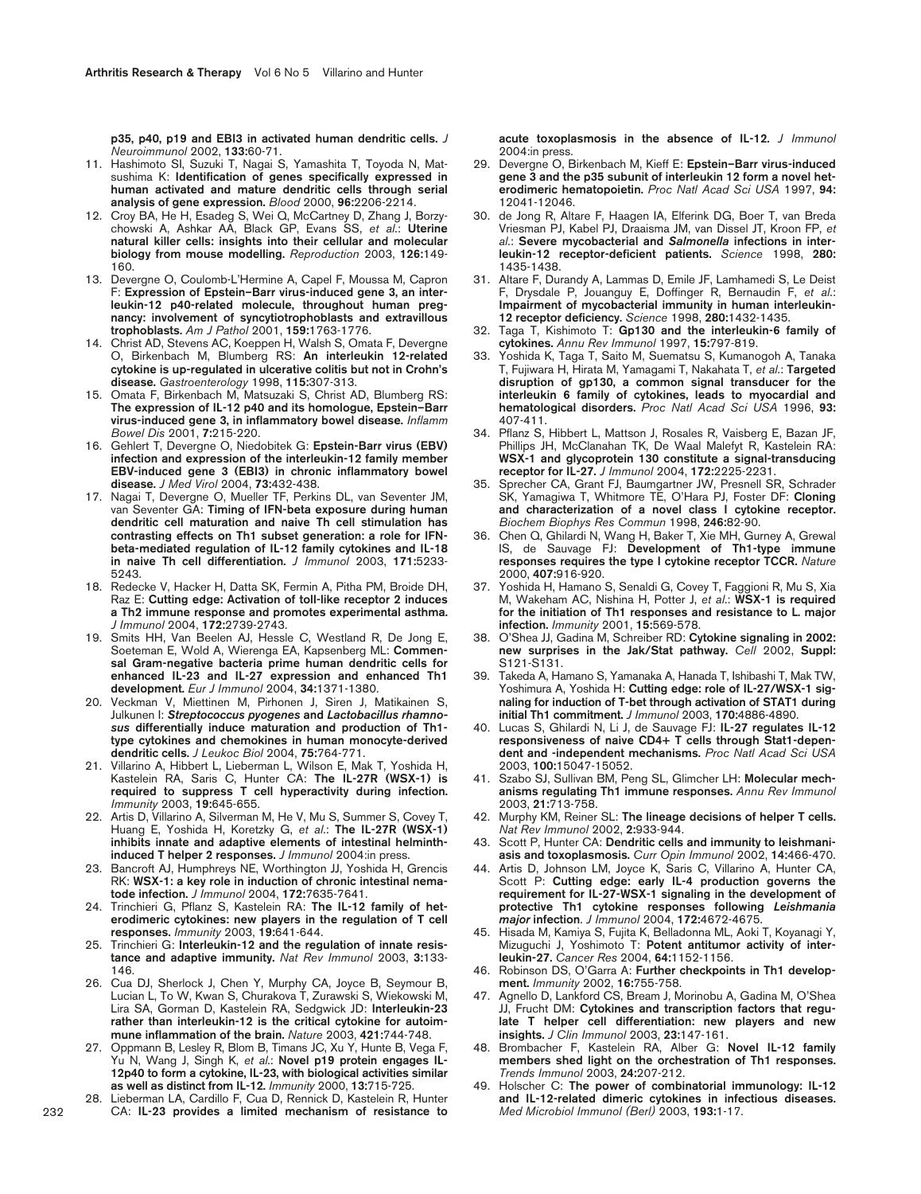p35, p40, p19 and EBI3 in activated human dendritic cells. *J Neuroimmunol* 2002, **133:**60-71.

11. Hashimoto SI, Suzuki T, Nagai S, Yamashita T, Toyoda N, Matsushima K: **Identification of genes specifically expressed in human activated and mature dendritic cells through serial analysis of gene expression.** *Blood* 2000, **96:**2206-2214.
12. Croy BA, He H, Esadeg S, Wei Q, McCartney D, Zhang J, Borzychowski A, Ashkar AA, Black GP, Evans SS, *et al.*: **Uterine natural killer cells: insights into their cellular and molecular biology from mouse modelling.** *Reproduction* 2003, **126:**149-160.
13. Devergne O, Coulomb-L'Hermine A, Capel F, Moussa M, Capron F: **Expression of Epstein–Barr virus-induced gene 3, an interleukin-12 p40-related molecule, throughout human pregnancy: involvement of syncytiotrophoblasts and extravillous trophoblasts.** *Am J Pathol* 2001, **159:**1763-1776.
14. Christ AD, Stevens AC, Koeppen H, Walsh S, Omata F, Devergne O, Birkenbach M, Blumberg RS: **An interleukin 12-related cytokine is up-regulated in ulcerative colitis but not in Crohn's disease.** *Gastroenterology* 1998, **115:**307-313.
15. Omata F, Birkenbach M, Matsuzaki S, Christ AD, Blumberg RS: **The expression of IL-12 p40 and its homologue, Epstein–Barr virus-induced gene 3, in inflammatory bowel disease.** *Inflamm Bowel Dis* 2001, **7:**215-220.
16. Gehlert T, Devergne O, Niedobitek G: **Epstein-Barr virus (EBV) infection and expression of the interleukin-12 family member EBV-induced gene 3 (EBI3) in chronic inflammatory bowel disease.** *J Med Virol* 2004, **73:**432-438.
17. Nagai T, Devergne O, Mueller TF, Perkins DL, van Seventer JM, van Seventer GA: **Timing of IFN-beta exposure during human dendritic cell maturation and naive Th cell stimulation has contrasting effects on Th1 subset generation: a role for IFN-beta-mediated regulation of IL-12 family cytokines and IL-18 in naive Th cell differentiation.** *J Immunol* 2003, **171:**5233-5243.
18. Redecke V, Hacker H, Datta SK, Fermin A, Pitha PM, Broide DH, Raz E: **Cutting edge: Activation of toll-like receptor 2 induces a Th2 immune response and promotes experimental asthma.** *J Immunol* 2004, **172:**2739-2743.
19. Smits HH, Van Beelen AJ, Hessle C, Westland R, De Jong E, Soeteman E, Wold A, Wierenga EA, Kapsenberg ML: **Commensal Gram-negative bacteria prime human dendritic cells for enhanced IL-23 and IL-27 expression and enhanced Th1 development.** *Eur J Immunol* 2004, **34:**1371-1380.
20. Veckman V, Miettinen M, Pirhonen J, Siren J, Matikainen S, Julkunen I: ***Streptococcus pyogenes*** **and** ***Lactobacillus rhamnosus*** **differentially induce maturation and production of Th1-type cytokines and chemokines in human monocyte-derived dendritic cells.** *J Leukoc Biol* 2004, **75:**764-771.
21. Villarino A, Hibbert L, Lieberman L, Wilson E, Mak T, Yoshida H, Kastelein RA, Saris C, Hunter CA: **The IL-27R (WSX-1) is required to suppress T cell hyperactivity during infection.** *Immunity* 2003, **19:**645-655.
22. Artis D, Villarino A, Silverman M, He V, Mu S, Summer S, Covey T, Huang E, Yoshida H, Koretzky G, *et al.*: **The IL-27R (WSX-1) inhibits innate and adaptive elements of intestinal helminth-induced T helper 2 responses.** *J Immunol* 2004:in press.
23. Bancroft AJ, Humphreys NE, Worthington JJ, Yoshida H, Grencis RK: **WSX-1: a key role in induction of chronic intestinal nematode infection.** *J Immunol* 2004, **172:**7635-7641.
24. Trinchieri G, Pflanz S, Kastelein RA: **The IL-12 family of heterodimeric cytokines: new players in the regulation of T cell responses.** *Immunity* 2003, **19:**641-644.
25. Trinchieri G: **Interleukin-12 and the regulation of innate resistance and adaptive immunity.** *Nat Rev Immunol* 2003, **3:**133-146.
26. Cua DJ, Sherlock J, Chen Y, Murphy CA, Joyce B, Seymour B, Lucian L, To W, Kwan S, Churakova T, Zurawski S, Wiekowski M, Lira SA, Gorman D, Kastelein RA, Sedgwick JD: **Interleukin-23 rather than interleukin-12 is the critical cytokine for autoimmune inflammation of the brain.** *Nature* 2003, **421:**744-748.
27. Oppmann B, Lesley R, Blom B, Timans JC, Xu Y, Hunte B, Vega F, Yu N, Wang J, Singh K, *et al.*: **Novel p19 protein engages IL-12p40 to form a cytokine, IL-23, with biological activities similar as well as distinct from IL-12.** *Immunity* 2000, **13:**715-725.
28. Lieberman LA, Cardillo F, Cua D, Rennick D, Kastelein R, Hunter CA: **IL-23 provides a limited mechanism of resistance to acute toxoplasmosis in the absence of IL-12.** *J Immunol* 2004:in press.
29. Devergne O, Birkenbach M, Kieff E: **Epstein–Barr virus-induced gene 3 and the p35 subunit of interleukin 12 form a novel heterodimeric hematopoietin.** *Proc Natl Acad Sci USA* 1997, **94:** 12041-12046.
30. de Jong R, Altare F, Haagen IA, Elferink DG, Boer T, van Breda Vriesman PJ, Kabel PJ, Draaisma JM, van Dissel JT, Kroon FP, *et al.*: **Severe mycobacterial and** ***Salmonella*** **infections in interleukin-12 receptor-deficient patients.** *Science* 1998, **280:** 1435-1438.
31. Altare F, Durandy A, Lammas D, Emile JF, Lamhamedi S, Le Deist F, Drysdale P, Jouanguy E, Doffinger R, Bernaudin F, *et al.*: **Impairment of mycobacterial immunity in human interleukin-12 receptor deficiency.** *Science* 1998, **280:**1432-1435.
32. Taga T, Kishimoto T: **Gp130 and the interleukin-6 family of cytokines.** *Annu Rev Immunol* 1997, **15:**797-819.
33. Yoshida K, Taga T, Saito M, Suematsu S, Kumanogoh A, Tanaka T, Fujiwara H, Hirata M, Yamagami T, Nakahata T, *et al.*: **Targeted disruption of gp130, a common signal transducer for the interleukin 6 family of cytokines, leads to myocardial and hematological disorders.** *Proc Natl Acad Sci USA* 1996, **93:** 407-411.
34. Pflanz S, Hibbert L, Mattson J, Rosales R, Vaisberg E, Bazan JF, Phillips JH, McClanahan TK, De Waal Malefyt R, Kastelein RA: **WSX-1 and glycoprotein 130 constitute a signal-transducing receptor for IL-27.** *J Immunol* 2004, **172:**2225-2231.
35. Sprecher CA, Grant FJ, Baumgartner JW, Presnell SR, Schrader SK, Yamagiwa T, Whitmore TE, O'Hara PJ, Foster DF: **Cloning and characterization of a novel class I cytokine receptor.** *Biochem Biophys Res Commun* 1998, **246:**82-90.
36. Chen Q, Ghilardi N, Wang H, Baker T, Xie MH, Gurney A, Grewal IS, de Sauvage FJ: **Development of Th1-type immune responses requires the type I cytokine receptor TCCR.** *Nature* 2000, **407:**916-920.
37. Yoshida H, Hamano S, Senaldi G, Covey T, Faggioni R, Mu S, Xia M, Wakeham AC, Nishina H, Potter J, *et al.*: **WSX-1 is required for the initiation of Th1 responses and resistance to L. major infection.** *Immunity* 2001, **15:**569-578.
38. O'Shea JJ, Gadina M, Schreiber RD: **Cytokine signaling in 2002: new surprises in the Jak/Stat pathway.** *Cell* 2002, **Suppl:** S121-S131.
39. Takeda A, Hamano S, Yamanaka A, Hanada T, Ishibashi T, Mak TW, Yoshimura A, Yoshida H: **Cutting edge: role of IL-27/WSX-1 signaling for induction of T-bet through activation of STAT1 during initial Th1 commitment.** *J Immunol* 2003, **170:**4886-4890.
40. Lucas S, Ghilardi N, Li J, de Sauvage FJ: **IL-27 regulates IL-12 responsiveness of naive CD4+ T cells through Stat1-dependent and -independent mechanisms.** *Proc Natl Acad Sci USA* 2003, **100:**15047-15052.
41. Szabo SJ, Sullivan BM, Peng SL, Glimcher LH: **Molecular mechanisms regulating Th1 immune responses.** *Annu Rev Immunol* 2003, **21:**713-758.
42. Murphy KM, Reiner SL: **The lineage decisions of helper T cells.** *Nat Rev Immunol* 2002, **2:**933-944.
43. Scott P, Hunter CA: **Dendritic cells and immunity to leishmaniasis and toxoplasmosis.** *Curr Opin Immunol* 2002, **14:**466-470.
44. Artis D, Johnson LM, Joyce K, Saris C, Villarino A, Hunter CA, Scott P: **Cutting edge: early IL-4 production governs the requirement for IL-27-WSX-1 signaling in the development of protective Th1 cytokine responses following** ***Leishmania major*** **infection.** *J Immunol* 2004, **172:**4672-4675.
45. Hisada M, Kamiya S, Fujita K, Belladonna ML, Aoki T, Koyanagi Y, Mizuguchi J, Yoshimoto T: **Potent antitumor activity of interleukin-27.** *Cancer Res* 2004, **64:**1152-1156.
46. Robinson DS, O'Garra A: **Further checkpoints in Th1 development.** *Immunity* 2002, **16:**755-758.
47. Agnello D, Lankford CS, Bream J, Morinobu A, Gadina M, O'Shea JJ, Frucht DM: **Cytokines and transcription factors that regulate T helper cell differentiation: new players and new insights.** *J Clin Immunol* 2003, **23:**147-161.
48. Brombacher F, Kastelein RA, Alber G: **Novel IL-12 family members shed light on the orchestration of Th1 responses.** *Trends Immunol* 2003, **24:**207-212.
49. Holscher C: **The power of combinatorial immunology: IL-12 and IL-12-related dimeric cytokines in infectious diseases.** *Med Microbiol Immunol (Berl)* 2003, **193:**1-17.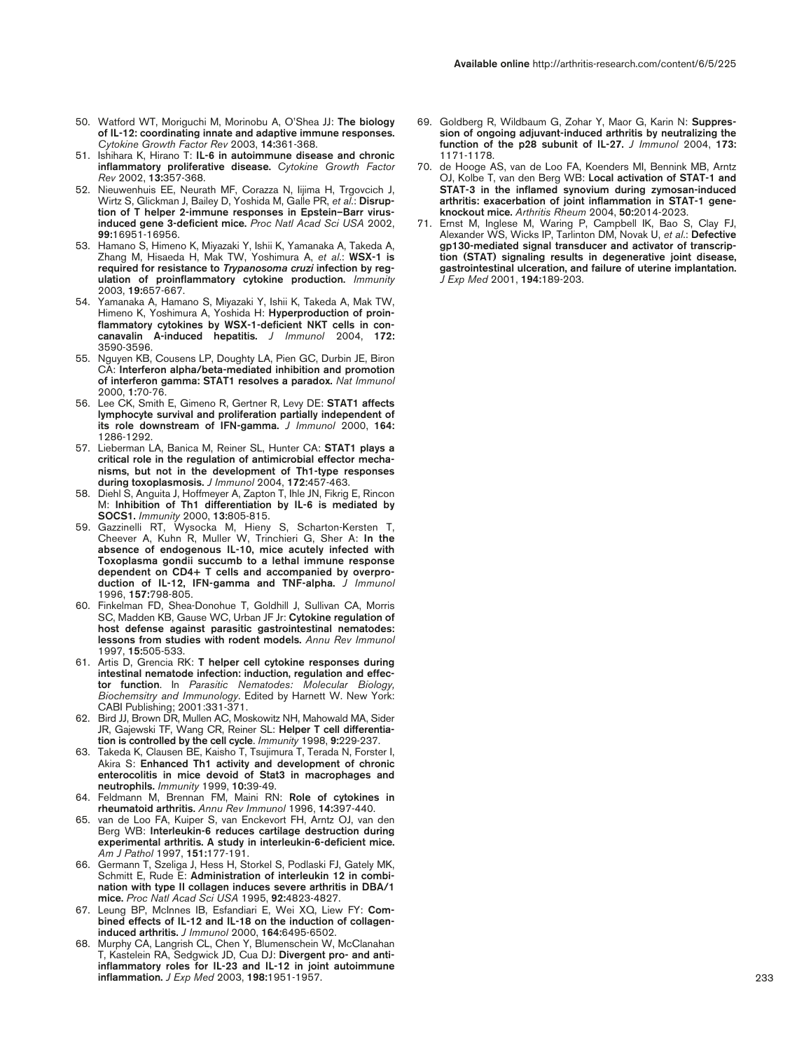50. Watford WT, Moriguchi M, Morinobu A, O'Shea JJ: **The biology of IL-12: coordinating innate and adaptive immune responses.** *Cytokine Growth Factor Rev* 2003, **14:**361-368.
51. Ishihara K, Hirano T: **IL-6 in autoimmune disease and chronic inflammatory proliferative disease.** *Cytokine Growth Factor Rev* 2002, **13:**357-368.
52. Nieuwenhuis EE, Neurath MF, Corazza N, Iijima H, Trgovcich J, Wirtz S, Glickman J, Bailey D, Yoshida M, Galle PR, *et al.*: **Disruption of T helper 2-immune responses in Epstein–Barr virus-induced gene 3-deficient mice.** *Proc Natl Acad Sci USA* 2002, **99:**16951-16956.
53. Hamano S, Himeno K, Miyazaki Y, Ishii K, Yamanaka A, Takeda A, Zhang M, Hisaeda H, Mak TW, Yoshimura A, *et al.*: **WSX-1 is required for resistance to *Trypanosoma cruzi* infection by regulation of proinflammatory cytokine production.** *Immunity* 2003, **19:**657-667.
54. Yamanaka A, Hamano S, Miyazaki Y, Ishii K, Takeda A, Mak TW, Himeno K, Yoshimura A, Yoshida H: **Hyperproduction of proinflammatory cytokines by WSX-1-deficient NKT cells in concanavalin A-induced hepatitis.** *J Immunol* 2004, **172:**3590-3596.
55. Nguyen KB, Cousens LP, Doughty LA, Pien GC, Durbin JE, Biron CA: **Interferon alpha/beta-mediated inhibition and promotion of interferon gamma: STAT1 resolves a paradox.** *Nat Immunol* 2000, **1:**70-76.
56. Lee CK, Smith E, Gimeno R, Gertner R, Levy DE: **STAT1 affects lymphocyte survival and proliferation partially independent of its role downstream of IFN-gamma.** *J Immunol* 2000, **164:**1286-1292.
57. Lieberman LA, Banica M, Reiner SL, Hunter CA: **STAT1 plays a critical role in the regulation of antimicrobial effector mechanisms, but not in the development of Th1-type responses during toxoplasmosis.** *J Immunol* 2004, **172:**457-463.
58. Diehl S, Anguita J, Hoffmeyer A, Zapton T, Ihle JN, Fikrig E, Rincon M: **Inhibition of Th1 differentiation by IL-6 is mediated by SOCS1.** *Immunity* 2000, **13:**805-815.
59. Gazzinelli RT, Wysocka M, Hieny S, Scharton-Kersten T, Cheever A, Kuhn R, Muller W, Trinchieri G, Sher A: **In the absence of endogenous IL-10, mice acutely infected with Toxoplasma gondii succumb to a lethal immune response dependent on CD4+ T cells and accompanied by overproduction of IL-12, IFN-gamma and TNF-alpha.** *J Immunol* 1996, **157:**798-805.
60. Finkelman FD, Shea-Donohue T, Goldhill J, Sullivan CA, Morris SC, Madden KB, Gause WC, Urban JF Jr: **Cytokine regulation of host defense against parasitic gastrointestinal nematodes: lessons from studies with rodent models.** *Annu Rev Immunol* 1997, **15:**505-533.
61. Artis D, Grencia RK: **T helper cell cytokine responses during intestinal nematode infection: induction, regulation and effector function**. In *Parasitic Nematodes: Molecular Biology, Biochemsitry and Immunology*. Edited by Harnett W. New York: CABI Publishing; 2001:331-371.
62. Bird JJ, Brown DR, Mullen AC, Moskowitz NH, Mahowald MA, Sider JR, Gajewski TF, Wang CR, Reiner SL: **Helper T cell differentiation is controlled by the cell cycle**. *Immunity* 1998, **9:**229-237.
63. Takeda K, Clausen BE, Kaisho T, Tsujimura T, Terada N, Forster I, Akira S: **Enhanced Th1 activity and development of chronic enterocolitis in mice devoid of Stat3 in macrophages and neutrophils.** *Immunity* 1999, **10:**39-49.
64. Feldmann M, Brennan FM, Maini RN: **Role of cytokines in rheumatoid arthritis.** *Annu Rev Immunol* 1996, **14:**397-440.
65. van de Loo FA, Kuiper S, van Enckevort FH, Arntz OJ, van den Berg WB: **Interleukin-6 reduces cartilage destruction during experimental arthritis. A study in interleukin-6-deficient mice.** *Am J Pathol* 1997, **151:**177-191.
66. Germann T, Szeliga J, Hess H, Storkel S, Podlaski FJ, Gately MK, Schmitt E, Rude E: **Administration of interleukin 12 in combination with type II collagen induces severe arthritis in DBA/1 mice.** *Proc Natl Acad Sci USA* 1995, **92:**4823-4827.
67. Leung BP, McInnes IB, Esfandiari E, Wei XQ, Liew FY: **Combined effects of IL-12 and IL-18 on the induction of collagen-induced arthritis.** *J Immunol* 2000, **164:**6495-6502.
68. Murphy CA, Langrish CL, Chen Y, Blumenschein W, McClanahan T, Kastelein RA, Sedgwick JD, Cua DJ: **Divergent pro- and anti-inflammatory roles for IL-23 and IL-12 in joint autoimmune inflammation.** *J Exp Med* 2003, **198:**1951-1957.
69. Goldberg R, Wildbaum G, Zohar Y, Maor G, Karin N: **Suppression of ongoing adjuvant-induced arthritis by neutralizing the function of the p28 subunit of IL-27.** *J Immunol* 2004, **173:**1171-1178.
70. de Hooge AS, van de Loo FA, Koenders MI, Bennink MB, Arntz OJ, Kolbe T, van den Berg WB: **Local activation of STAT-1 and STAT-3 in the inflamed synovium during zymosan-induced arthritis: exacerbation of joint inflammation in STAT-1 gene-knockout mice.** *Arthritis Rheum* 2004, **50:**2014-2023.
71. Ernst M, Inglese M, Waring P, Campbell IK, Bao S, Clay FJ, Alexander WS, Wicks IP, Tarlinton DM, Novak U, *et al.*: **Defective gp130-mediated signal transducer and activator of transcription (STAT) signaling results in degenerative joint disease, gastrointestinal ulceration, and failure of uterine implantation.** *J Exp Med* 2001, **194:**189-203.